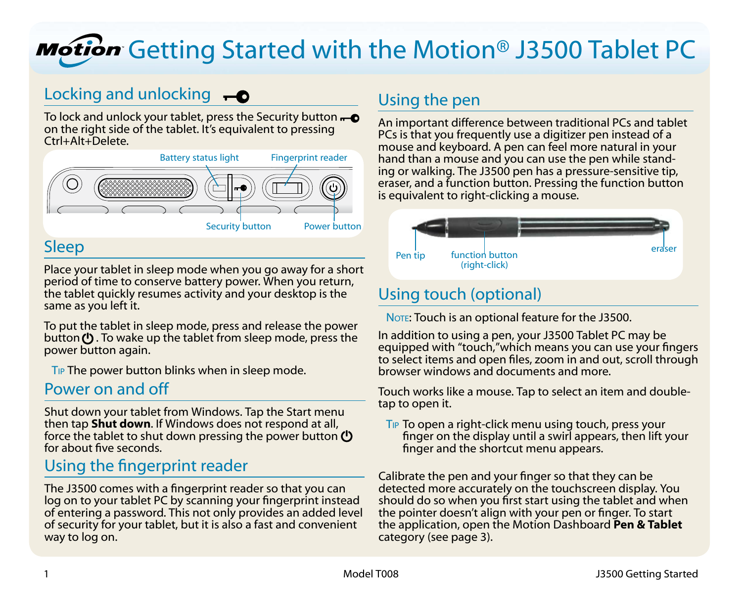# Getting Started with the Motion® J3500 Tablet PC

## Locking and unlocking

To lock and unlock your tablet, press the Security button on the right side of the tablet. It's equivalent to pressing Ctrl+Alt+Delete.

Battery status light | Fingerprint reader | Security button | Power button

## Sleep

Place your tablet in sleep mode when you go away for a short period of time to conserve battery power. When you return, the tablet quickly resumes activity and your desktop is the same as you left it.

To put the tablet in sleep mode, press and release the power button. To wake up the tablet from sleep mode, press the power button again.

TIP The power button blinks when in sleep mode.

## Power on and off

Shut down your tablet from Windows. Tap the Start menu then tap **Shut down**. If Windows does not respond at all, force the tablet to shut down pressing the power button for about five seconds.

## Using the fingerprint reader

The J3500 comes with a fingerprint reader so that you can log on to your tablet PC by scanning your fingerprint instead of entering a password. This not only provides an added level of security for your tablet, but it is also a fast and convenient way to log on.

## Using the pen

An important difference between traditional PCs and tablet PCs is that you frequently use a digitizer pen instead of a mouse and keyboard. A pen can feel more natural in your hand than a mouse and you can use the pen while standing or walking. The J3500 pen has a pressure-sensitive tip, eraser, and a function button. Pressing the function button is equivalent to right-clicking a mouse.

Pen tip | function button (right-click) | eraser

## Using touch (optional)

NOTE: Touch is an optional feature for the J3500.

In addition to using a pen, your J3500 Tablet PC may be equipped with "touch,"which means you can use your fingers to select items and open files, zoom in and out, scroll through browser windows and documents and more.

Touch works like a mouse. Tap to select an item and double-tap to open it.

TIP To open a right-click menu using touch, press your finger on the display until a swirl appears, then lift your finger and the shortcut menu appears.

Calibrate the pen and your finger so that they can be detected more accurately on the touchscreen display. You should do so when you first start using the tablet and when the pointer doesn't align with your pen or finger. To start the application, open the Motion Dashboard **Pen & Tablet** category (see page 3).

Model T008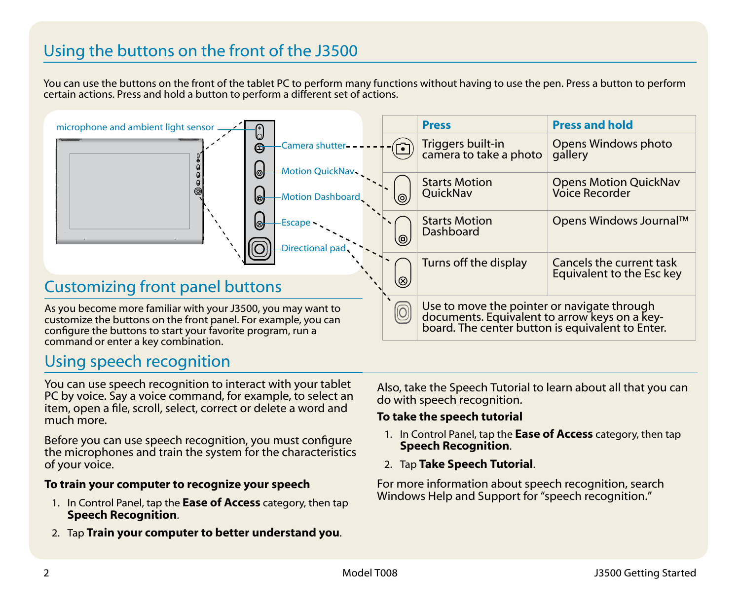# Using the buttons on the front of the J3500

You can use the buttons on the front of the tablet PC to perform many functions without having to use the pen. Press a button to perform certain actions. Press and hold a button to perform a different set of actions.

microphone and ambient light sensor

Camera shutter

Motion QuickNav

Motion Dashboard

Escape

Directional pad

| | Press | Press and hold |
|---|---|---|
| Camera shutter | Triggers built-in camera to take a photo | Opens Windows photo gallery |
| Motion QuickNav | Starts Motion QuickNav | Opens Motion QuickNav Voice Recorder |
| Motion Dashboard | Starts Motion Dashboard | Opens Windows Journal™ |
| Escape | Turns off the display | Cancels the current task Equivalent to the Esc key |
| Directional pad | Use to move the pointer or navigate through documents. Equivalent to arrow keys on a keyboard. The center button is equivalent to Enter. | |

## Customizing front panel buttons

As you become more familiar with your J3500, you may want to customize the buttons on the front panel. For example, you can configure the buttons to start your favorite program, run a command or enter a key combination.

## Using speech recognition

You can use speech recognition to interact with your tablet PC by voice. Say a voice command, for example, to select an item, open a file, scroll, select, correct or delete a word and much more.

Before you can use speech recognition, you must configure the microphones and train the system for the characteristics of your voice.

**To train your computer to recognize your speech**

1. In Control Panel, tap the **Ease of Access** category, then tap **Speech Recognition**.
2. Tap **Train your computer to better understand you**.

Also, take the Speech Tutorial to learn about all that you can do with speech recognition.

**To take the speech tutorial**

1. In Control Panel, tap the **Ease of Access** category, then tap **Speech Recognition**.
2. Tap **Take Speech Tutorial**.

For more information about speech recognition, search Windows Help and Support for “speech recognition.”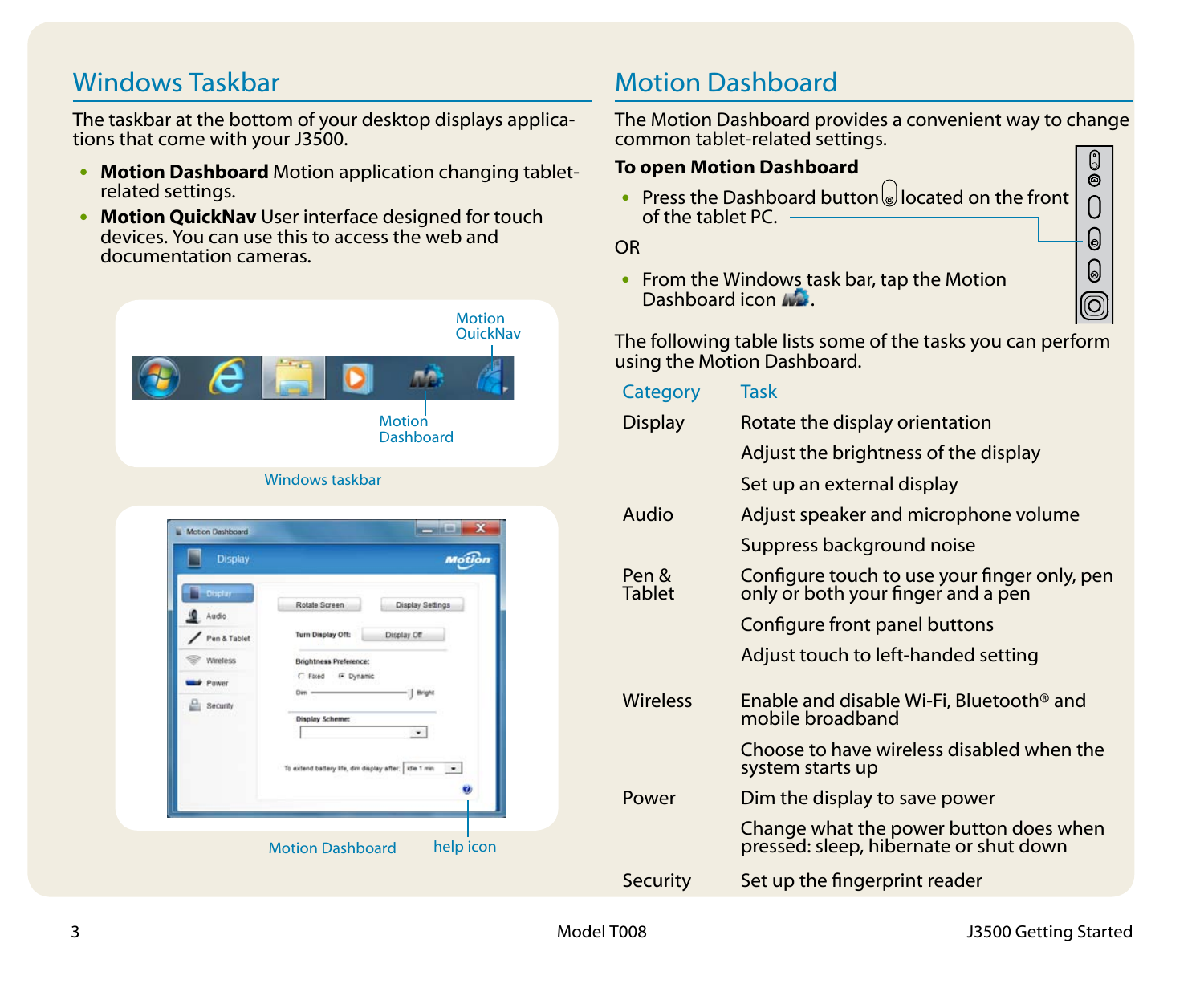## Windows Taskbar

The taskbar at the bottom of your desktop displays applications that come with your J3500.

- **Motion Dashboard** Motion application changing tablet-related settings.
- **Motion QuickNav** User interface designed for touch devices. You can use this to access the web and documentation cameras.

Motion QuickNav

Motion Dashboard

Windows taskbar

Motion Dashboard

help icon

## Motion Dashboard

The Motion Dashboard provides a convenient way to change common tablet-related settings.

**To open Motion Dashboard**

- Press the Dashboard button located on the front of the tablet PC.

OR

- From the Windows task bar, tap the Motion Dashboard icon.

The following table lists some of the tasks you can perform using the Motion Dashboard.

| Category | Task |
|---|---|
| Display | Rotate the display orientation |
| | Adjust the brightness of the display |
| | Set up an external display |
| Audio | Adjust speaker and microphone volume |
| | Suppress background noise |
| Pen & Tablet | Configure touch to use your finger only, pen only or both your finger and a pen |
| | Configure front panel buttons |
| | Adjust touch to left-handed setting |
| Wireless | Enable and disable Wi-Fi, Bluetooth® and mobile broadband |
| | Choose to have wireless disabled when the system starts up |
| Power | Dim the display to save power |
| | Change what the power button does when pressed: sleep, hibernate or shut down |
| Security | Set up the fingerprint reader |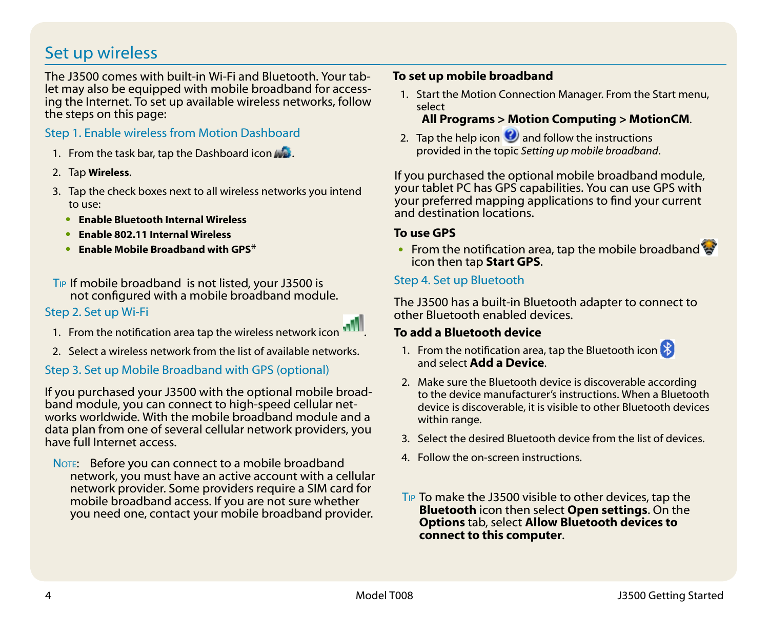# Set up wireless

The J3500 comes with built-in Wi-Fi and Bluetooth. Your tablet may also be equipped with mobile broadband for accessing the Internet. To set up available wireless networks, follow the steps on this page:

## Step 1. Enable wireless from Motion Dashboard

1. From the task bar, tap the Dashboard icon .
2. Tap **Wireless**.
3. Tap the check boxes next to all wireless networks you intend to use:
   - **Enable Bluetooth Internal Wireless**
   - **Enable 802.11 Internal Wireless**
   - **Enable Mobile Broadband with GPS***

TIP If mobile broadband is not listed, your J3500 is not configured with a mobile broadband module.

## Step 2. Set up Wi-Fi

1. From the notification area tap the wireless network icon .
2. Select a wireless network from the list of available networks.

## Step 3. Set up Mobile Broadband with GPS (optional)

If you purchased your J3500 with the optional mobile broadband module, you can connect to high-speed cellular networks worldwide. With the mobile broadband module and a data plan from one of several cellular network providers, you have full Internet access.

NOTE: Before you can connect to a mobile broadband network, you must have an active account with a cellular network provider. Some providers require a SIM card for mobile broadband access. If you are not sure whether you need one, contact your mobile broadband provider.

**To set up mobile broadband**

1. Start the Motion Connection Manager. From the Start menu, select
   **All Programs > Motion Computing > MotionCM**.
2. Tap the help icon and follow the instructions provided in the topic *Setting up mobile broadband*.

If you purchased the optional mobile broadband module, your tablet PC has GPS capabilities. You can use GPS with your preferred mapping applications to find your current and destination locations.

**To use GPS**

- From the notification area, tap the mobile broadband icon then tap **Start GPS**.

## Step 4. Set up Bluetooth

The J3500 has a built-in Bluetooth adapter to connect to other Bluetooth enabled devices.

**To add a Bluetooth device**

1. From the notification area, tap the Bluetooth icon and select **Add a Device**.
2. Make sure the Bluetooth device is discoverable according to the device manufacturer's instructions. When a Bluetooth device is discoverable, it is visible to other Bluetooth devices within range.
3. Select the desired Bluetooth device from the list of devices.
4. Follow the on-screen instructions.

TIP To make the J3500 visible to other devices, tap the **Bluetooth** icon then select **Open settings**. On the **Options** tab, select **Allow Bluetooth devices to connect to this computer**.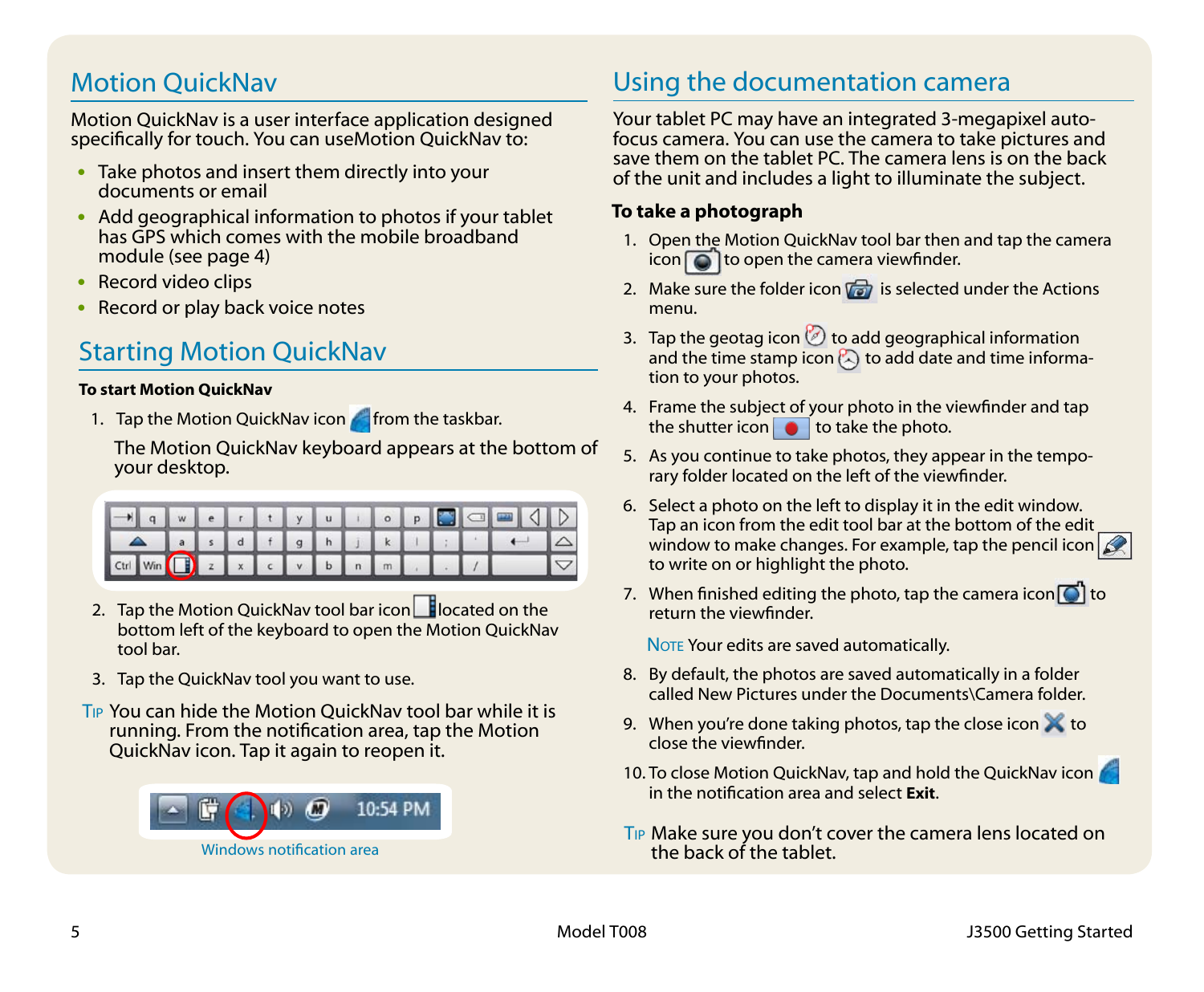## Motion QuickNav

Motion QuickNav is a user interface application designed specifically for touch. You can useMotion QuickNav to:

- Take photos and insert them directly into your documents or email
- Add geographical information to photos if your tablet has GPS which comes with the mobile broadband module (see page 4)
- Record video clips
- Record or play back voice notes

## Starting Motion QuickNav

**To start Motion QuickNav**

1. Tap the Motion QuickNav icon from the taskbar.

   The Motion QuickNav keyboard appears at the bottom of your desktop.

2. Tap the Motion QuickNav tool bar icon located on the bottom left of the keyboard to open the Motion QuickNav tool bar.
3. Tap the QuickNav tool you want to use.

TIP You can hide the Motion QuickNav tool bar while it is running. From the notification area, tap the Motion QuickNav icon. Tap it again to reopen it.

Windows notification area

## Using the documentation camera

Your tablet PC may have an integrated 3-megapixel auto-focus camera. You can use the camera to take pictures and save them on the tablet PC. The camera lens is on the back of the unit and includes a light to illuminate the subject.

**To take a photograph**

1. Open the Motion QuickNav tool bar then and tap the camera icon to open the camera viewfinder.
2. Make sure the folder icon is selected under the Actions menu.
3. Tap the geotag icon to add geographical information and the time stamp icon to add date and time information to your photos.
4. Frame the subject of your photo in the viewfinder and tap the shutter icon to take the photo.
5. As you continue to take photos, they appear in the temporary folder located on the left of the viewfinder.
6. Select a photo on the left to display it in the edit window. Tap an icon from the edit tool bar at the bottom of the edit window to make changes. For example, tap the pencil icon to write on or highlight the photo.
7. When finished editing the photo, tap the camera icon to return the viewfinder.

   NOTE Your edits are saved automatically.

8. By default, the photos are saved automatically in a folder called New Pictures under the Documents\Camera folder.
9. When you're done taking photos, tap the close icon to close the viewfinder.
10. To close Motion QuickNav, tap and hold the QuickNav icon in the notification area and select **Exit**.

TIP Make sure you don't cover the camera lens located on the back of the tablet.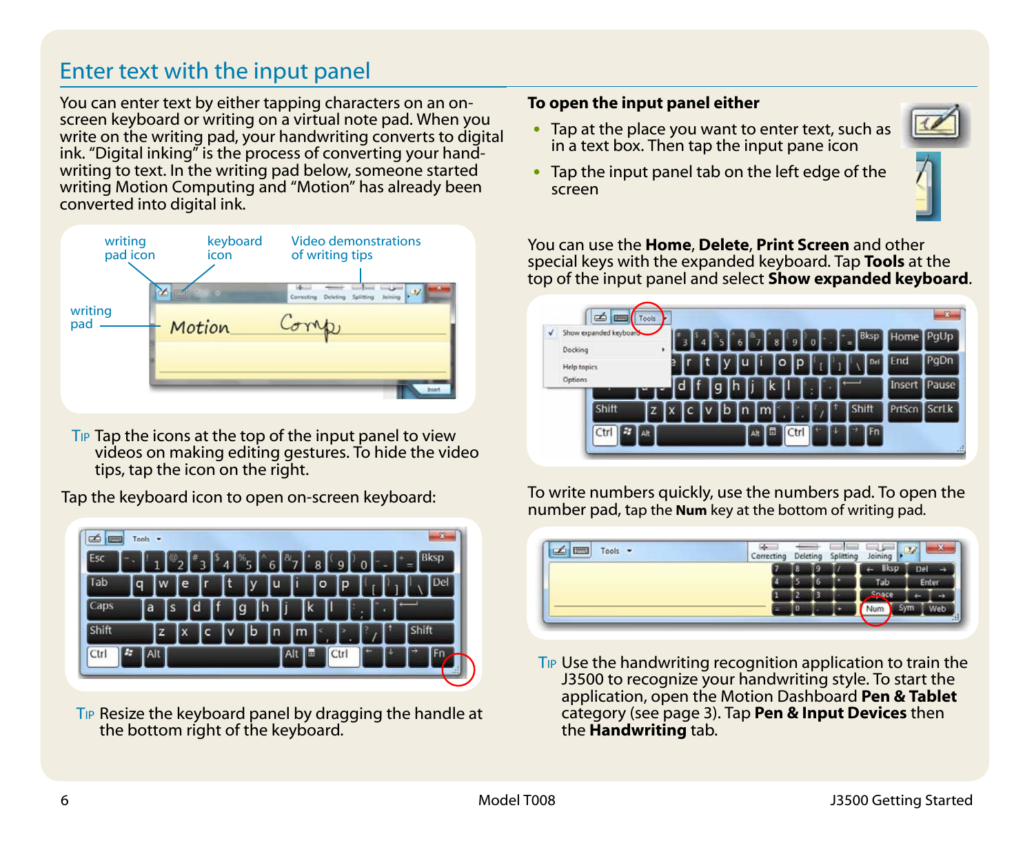## Enter text with the input panel

You can enter text by either tapping characters on an on-screen keyboard or writing on a virtual note pad. When you write on the writing pad, your handwriting converts to digital ink. "Digital inking" is the process of converting your hand-writing to text. In the writing pad below, someone started writing Motion Computing and "Motion" has already been converted into digital ink.

TIP Tap the icons at the top of the input panel to view videos on making editing gestures. To hide the video tips, tap the icon on the right.

Tap the keyboard icon to open on-screen keyboard:

TIP Resize the keyboard panel by dragging the handle at the bottom right of the keyboard.

**To open the input panel either**

- Tap at the place you want to enter text, such as in a text box. Then tap the input pane icon
- Tap the input panel tab on the left edge of the screen

You can use the **Home**, **Delete**, **Print Screen** and other special keys with the expanded keyboard. Tap **Tools** at the top of the input panel and select **Show expanded keyboard**.

To write numbers quickly, use the numbers pad. To open the number pad, tap the **Num** key at the bottom of writing pad.

TIP Use the handwriting recognition application to train the J3500 to recognize your handwriting style. To start the application, open the Motion Dashboard **Pen & Tablet** category (see page 3). Tap **Pen & Input Devices** then the **Handwriting** tab.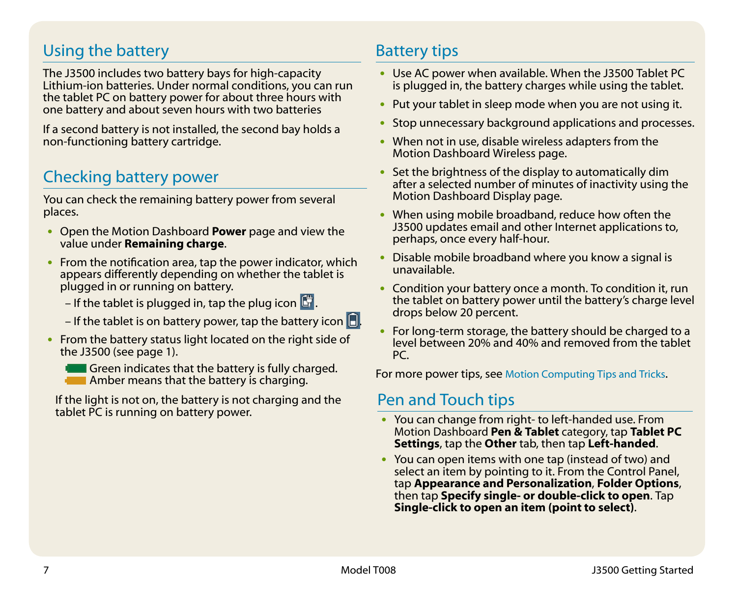## Using the battery

The J3500 includes two battery bays for high-capacity Lithium-ion batteries. Under normal conditions, you can run the tablet PC on battery power for about three hours with one battery and about seven hours with two batteries

If a second battery is not installed, the second bay holds a non-functioning battery cartridge.

## Checking battery power

You can check the remaining battery power from several places.

- Open the Motion Dashboard **Power** page and view the value under **Remaining charge**.
- From the notification area, tap the power indicator, which appears differently depending on whether the tablet is plugged in or running on battery.
  - If the tablet is plugged in, tap the plug icon .
  - If the tablet is on battery power, tap the battery icon .
- From the battery status light located on the right side of the J3500 (see page 1).

  Green indicates that the battery is fully charged.
  Amber means that the battery is charging.

If the light is not on, the battery is not charging and the tablet PC is running on battery power.

## Battery tips

- Use AC power when available. When the J3500 Tablet PC is plugged in, the battery charges while using the tablet.
- Put your tablet in sleep mode when you are not using it.
- Stop unnecessary background applications and processes.
- When not in use, disable wireless adapters from the Motion Dashboard Wireless page.
- Set the brightness of the display to automatically dim after a selected number of minutes of inactivity using the Motion Dashboard Display page.
- When using mobile broadband, reduce how often the J3500 updates email and other Internet applications to, perhaps, once every half-hour.
- Disable mobile broadband where you know a signal is unavailable.
- Condition your battery once a month. To condition it, run the tablet on battery power until the battery's charge level drops below 20 percent.
- For long-term storage, the battery should be charged to a level between 20% and 40% and removed from the tablet PC.

For more power tips, see Motion Computing Tips and Tricks.

## Pen and Touch tips

- You can change from right- to left-handed use. From Motion Dashboard **Pen & Tablet** category, tap **Tablet PC Settings**, tap the **Other** tab, then tap **Left-handed**.
- You can open items with one tap (instead of two) and select an item by pointing to it. From the Control Panel, tap **Appearance and Personalization**, **Folder Options**, then tap **Specify single- or double-click to open**. Tap **Single-click to open an item (point to select)**.

Model T008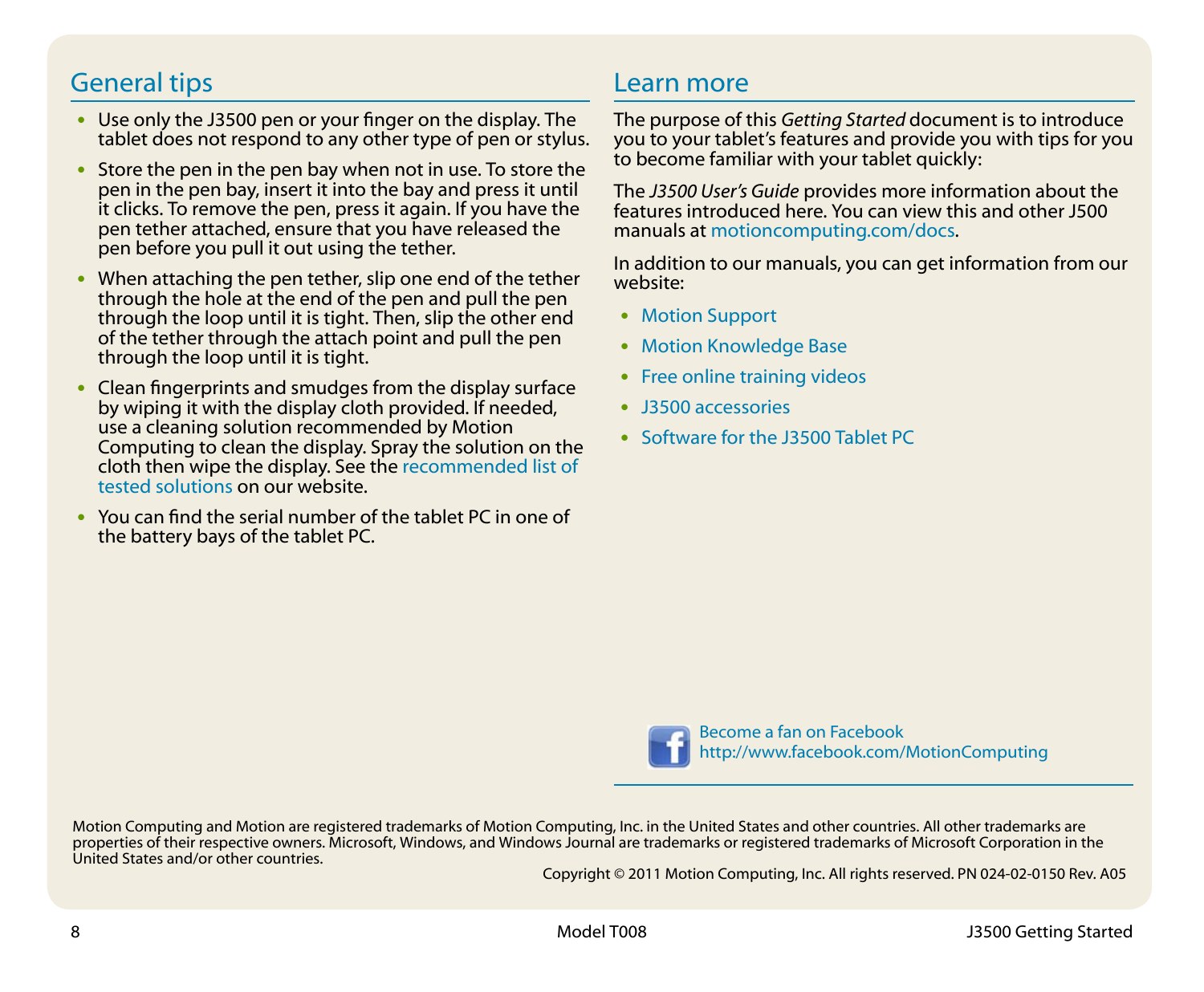## General tips

- Use only the J3500 pen or your finger on the display. The tablet does not respond to any other type of pen or stylus.
- Store the pen in the pen bay when not in use. To store the pen in the pen bay, insert it into the bay and press it until it clicks. To remove the pen, press it again. If you have the pen tether attached, ensure that you have released the pen before you pull it out using the tether.
- When attaching the pen tether, slip one end of the tether through the hole at the end of the pen and pull the pen through the loop until it is tight. Then, slip the other end of the tether through the attach point and pull the pen through the loop until it is tight.
- Clean fingerprints and smudges from the display surface by wiping it with the display cloth provided. If needed, use a cleaning solution recommended by Motion Computing to clean the display. Spray the solution on the cloth then wipe the display. See the recommended list of tested solutions on our website.
- You can find the serial number of the tablet PC in one of the battery bays of the tablet PC.

## Learn more

The purpose of this *Getting Started* document is to introduce you to your tablet's features and provide you with tips for you to become familiar with your tablet quickly:

The *J3500 User's Guide* provides more information about the features introduced here. You can view this and other J500 manuals at motioncomputing.com/docs.

In addition to our manuals, you can get information from our website:

- Motion Support
- Motion Knowledge Base
- Free online training videos
- J3500 accessories
- Software for the J3500 Tablet PC

Become a fan on Facebook
http://www.facebook.com/MotionComputing

Motion Computing and Motion are registered trademarks of Motion Computing, Inc. in the United States and other countries. All other trademarks are properties of their respective owners. Microsoft, Windows, and Windows Journal are trademarks or registered trademarks of Microsoft Corporation in the United States and/or other countries.

Copyright © 2011 Motion Computing, Inc. All rights reserved. PN 024-02-0150 Rev. A05